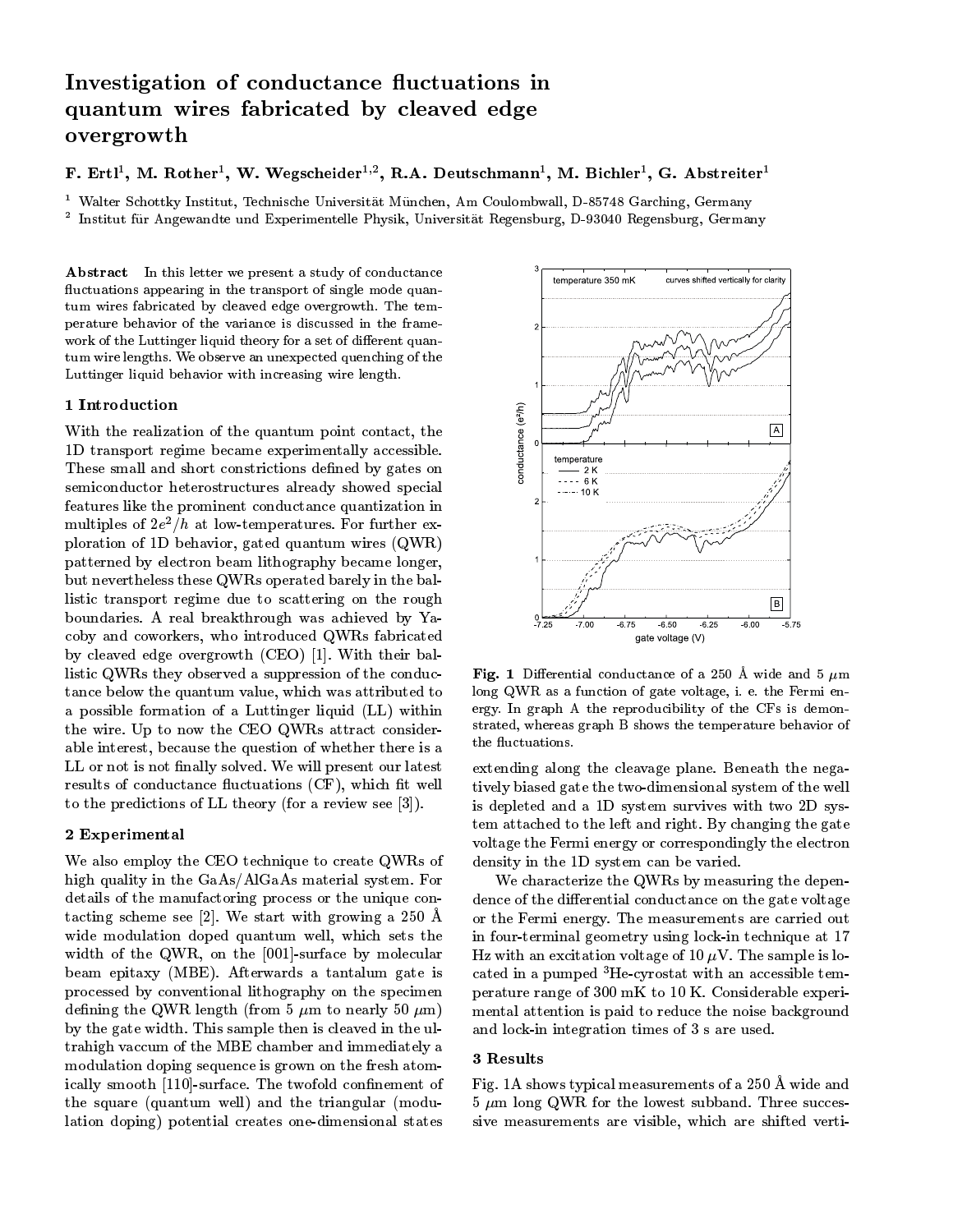# Investigation of conductance fluctuations in quantum wires fabricated by cleaved edge overgrowth

**F. Ertl[1], M. Rother[1], W. Wegscheider[1,2], R.A. Deutschmann[1], M. Bichler[1], G. Abstreiter[1]**

[1] Walter Schottky Institut, Technische Universität München, Am Coulombwall, D-85748 Garching, Germany
[2] Institut für Angewandte und Experimentelle Physik, Universität Regensburg, D-93040 Regensburg, Germany

**Abstract** In this letter we present a study of conductance fluctuations appearing in the transport of single mode quantum wires fabricated by cleaved edge overgrowth. The temperature behavior of the variance is discussed in the framework of the Luttinger liquid theory for a set of different quantum wire lengths. We observe an unexpected quenching of the Luttinger liquid behavior with increasing wire length.

## 1 Introduction

With the realization of the quantum point contact, the 1D transport regime became experimentally accessible. These small and short constrictions defined by gates on semiconductor heterostructures already showed special features like the prominent conductance quantization in multiples of $2e^2/h$ at low-temperatures. For further exploration of 1D behavior, gated quantum wires (QWR) patterned by electron beam lithography became longer, but nevertheless these QWRs operated barely in the ballistic transport regime due to scattering on the rough boundaries. A real breakthrough was achieved by Yacoby and coworkers, who introduced QWRs fabricated by cleaved edge overgrowth (CEO) [1]. With their ballistic QWRs they observed a suppression of the conductance below the quantum value, which was attributed to a possible formation of a Luttinger liquid (LL) within the wire. Up to now the CEO QWRs attract considerable interest, because the question of whether there is a LL or not is not finally solved. We will present our latest results of conductance fluctuations (CF), which fit well to the predictions of LL theory (for a review see [3]).

## 2 Experimental

We also employ the CEO technique to create QWRs of high quality in the GaAs/AlGaAs material system. For details of the manufactoring process or the unique contacting scheme see [2]. We start with growing a 250 Å wide modulation doped quantum well, which sets the width of the QWR, on the [001]-surface by molecular beam epitaxy (MBE). Afterwards a tantalum gate is processed by conventional lithography on the specimen defining the QWR length (from 5 $\mu$m to nearly 50 $\mu$m) by the gate width. This sample then is cleaved in the ultrahigh vaccum of the MBE chamber and immediately a modulation doping sequence is grown on the fresh atomically smooth [110]-surface. The twofold confinement of the square (quantum well) and the triangular (modulation doping) potential creates one-dimensional states extending along the cleavage plane. Beneath the negatively biased gate the two-dimensional system of the well is depleted and a 1D system survives with two 2D system attached to the left and right. By changing the gate voltage the Fermi energy or correspondingly the electron density in the 1D system can be varied.

**Fig. 1** Differential conductance of a 250 Å wide and 5 $\mu$m long QWR as a function of gate voltage, i. e. the Fermi energy. In graph A the reproducibility of the CFs is demonstrated, whereas graph B shows the temperature behavior of the fluctuations.

We characterize the QWRs by measuring the dependence of the differential conductance on the gate voltage or the Fermi energy. The measurements are carried out in four-terminal geometry using lock-in technique at 17 Hz with an excitation voltage of 10 $\mu$V. The sample is located in a pumped $^3$He-cyrostat with an accessible temperature range of 300 mK to 10 K. Considerable experimental attention is paid to reduce the noise background and lock-in integration times of 3 s are used.

## 3 Results

Fig. 1A shows typical measurements of a 250 Å wide and 5 $\mu$m long QWR for the lowest subband. Three successive measurements are visible, which are shifted verti-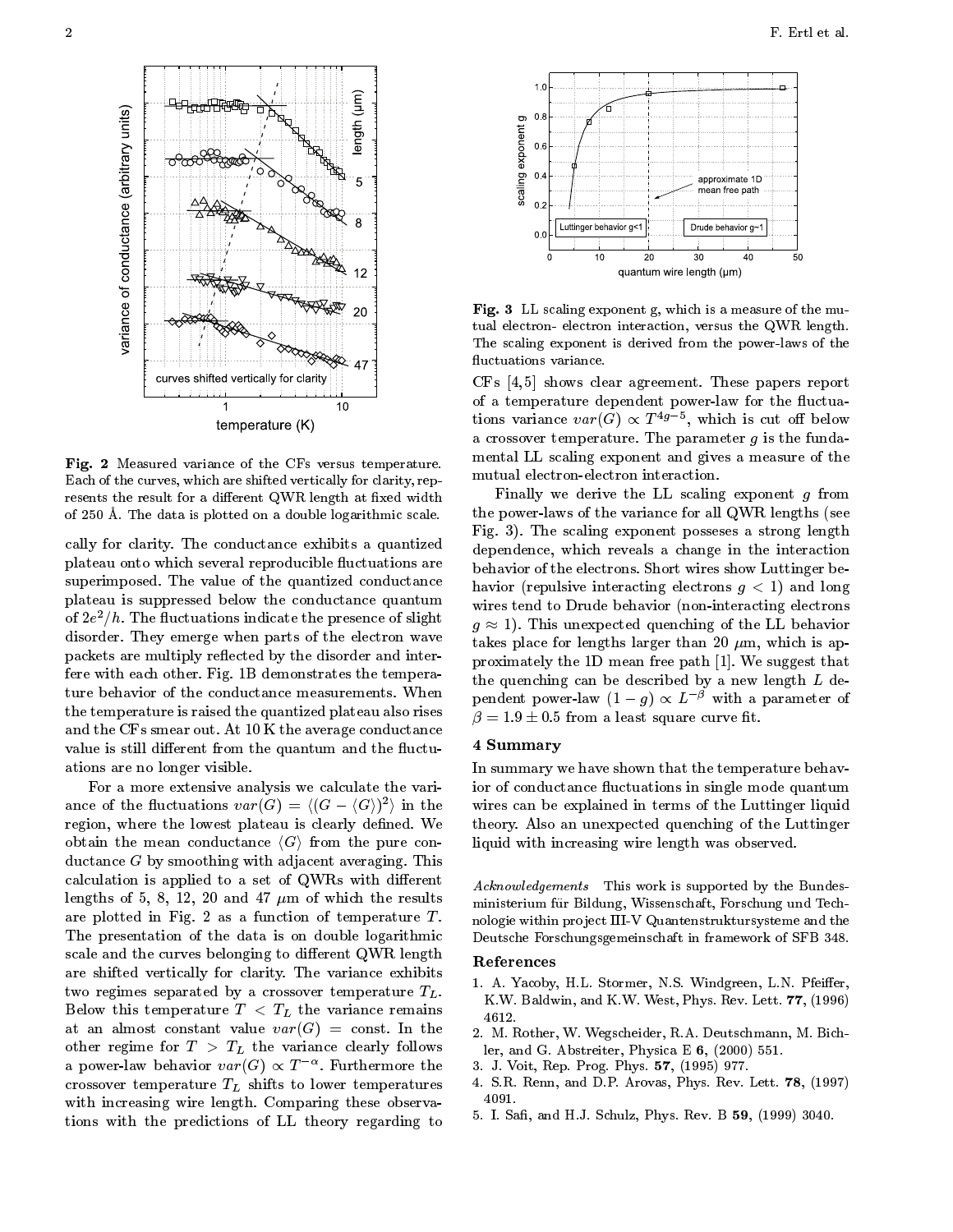variance of conductance (arbitrary units)

length (μm)

5

8

12

20

47

curves shifted vertically for clarity

1

10

temperature (K)

**Fig. 2** Measured variance of the CFs versus temperature. Each of the curves, which are shifted vertically for clarity, represents the result for a different QWR length at fixed width of 250 Å. The data is plotted on a double logarithmic scale.

cally for clarity. The conductance exhibits a quantized plateau onto which several reproducible fluctuations are superimposed. The value of the quantized conductance plateau is suppressed below the conductance quantum of $2e^2/h$. The fluctuations indicate the presence of slight disorder. They emerge when parts of the electron wave packets are multiply reflected by the disorder and interfere with each other. Fig. 1B demonstrates the temperature behavior of the conductance measurements. When the temperature is raised the quantized plateau also rises and the CFs smear out. At 10 K the average conductance value is still different from the quantum and the fluctuations are no longer visible.

For a more extensive analysis we calculate the variance of the fluctuations $var(G) = \langle (G - \langle G \rangle)^2 \rangle$ in the region, where the lowest plateau is clearly defined. We obtain the mean conductance $\langle G \rangle$ from the pure conductance $G$ by smoothing with adjacent averaging. This calculation is applied to a set of QWRs with different lengths of 5, 8, 12, 20 and 47 $\mu$m of which the results are plotted in Fig. 2 as a function of temperature $T$. The presentation of the data is on double logarithmic scale and the curves belonging to different QWR length are shifted vertically for clarity. The variance exhibits two regimes separated by a crossover temperature $T_L$. Below this temperature $T < T_L$ the variance remains at an almost constant value $var(G) = \text{const}$. In the other regime for $T > T_L$ the variance clearly follows a power-law behavior $var(G) \propto T^{-\alpha}$. Furthermore the crossover temperature $T_L$ shifts to lower temperatures with increasing wire length. Comparing these observations with the predictions of LL theory regarding to

scaling exponent g

1.0

0.8

0.6

0.4

0.2

0.0

approximate 1D mean free path

Luttinger behavior g<1

Drude behavior g~1

0

10

20

30

40

50

quantum wire length (μm)

**Fig. 3** LL scaling exponent g, which is a measure of the mutual electron- electron interaction, versus the QWR length. The scaling exponent is derived from the power-laws of the fluctuations variance.

CFs [4,5] shows clear agreement. These papers report of a temperature dependent power-law for the fluctuations variance $var(G) \propto T^{4g-5}$, which is cut off below a crossover temperature. The parameter $g$ is the fundamental LL scaling exponent and gives a measure of the mutual electron-electron interaction.

Finally we derive the LL scaling exponent $g$ from the power-laws of the variance for all QWR lengths (see Fig. 3). The scaling exponent posseses a strong length dependence, which reveals a change in the interaction behavior of the electrons. Short wires show Luttinger behavior (repulsive interacting electrons $g < 1$) and long wires tend to Drude behavior (non-interacting electrons $g \approx 1$). This unexpected quenching of the LL behavior takes place for lengths larger than 20 $\mu$m, which is approximately the 1D mean free path [1]. We suggest that the quenching can be described by a new length $L$ dependent power-law $(1 - g) \propto L^{-\beta}$ with a parameter of $\beta = 1.9 \pm 0.5$ from a least square curve fit.

## 4 Summary

In summary we have shown that the temperature behavior of conductance fluctuations in single mode quantum wires can be explained in terms of the Luttinger liquid theory. Also an unexpected quenching of the Luttinger liquid with increasing wire length was observed.

*Acknowledgements* This work is supported by the Bundesministerium für Bildung, Wissenschaft, Forschung und Technologie within project III-V Quantenstruktursysteme and the Deutsche Forschungsgemeinschaft in framework of SFB 348.

### References

1. A. Yacoby, H.L. Stormer, N.S. Windgreen, L.N. Pfeiffer, K.W. Baldwin, and K.W. West, Phys. Rev. Lett. **77**, (1996) 4612.
2. M. Rother, W. Wegscheider, R.A. Deutschmann, M. Bichler, and G. Abstreiter, Physica E **6**, (2000) 551.
3. J. Voit, Rep. Prog. Phys. **57**, (1995) 977.
4. S.R. Renn, and D.P. Arovas, Phys. Rev. Lett. **78**, (1997) 4091.
5. I. Safi, and H.J. Schulz, Phys. Rev. B **59**, (1999) 3040.